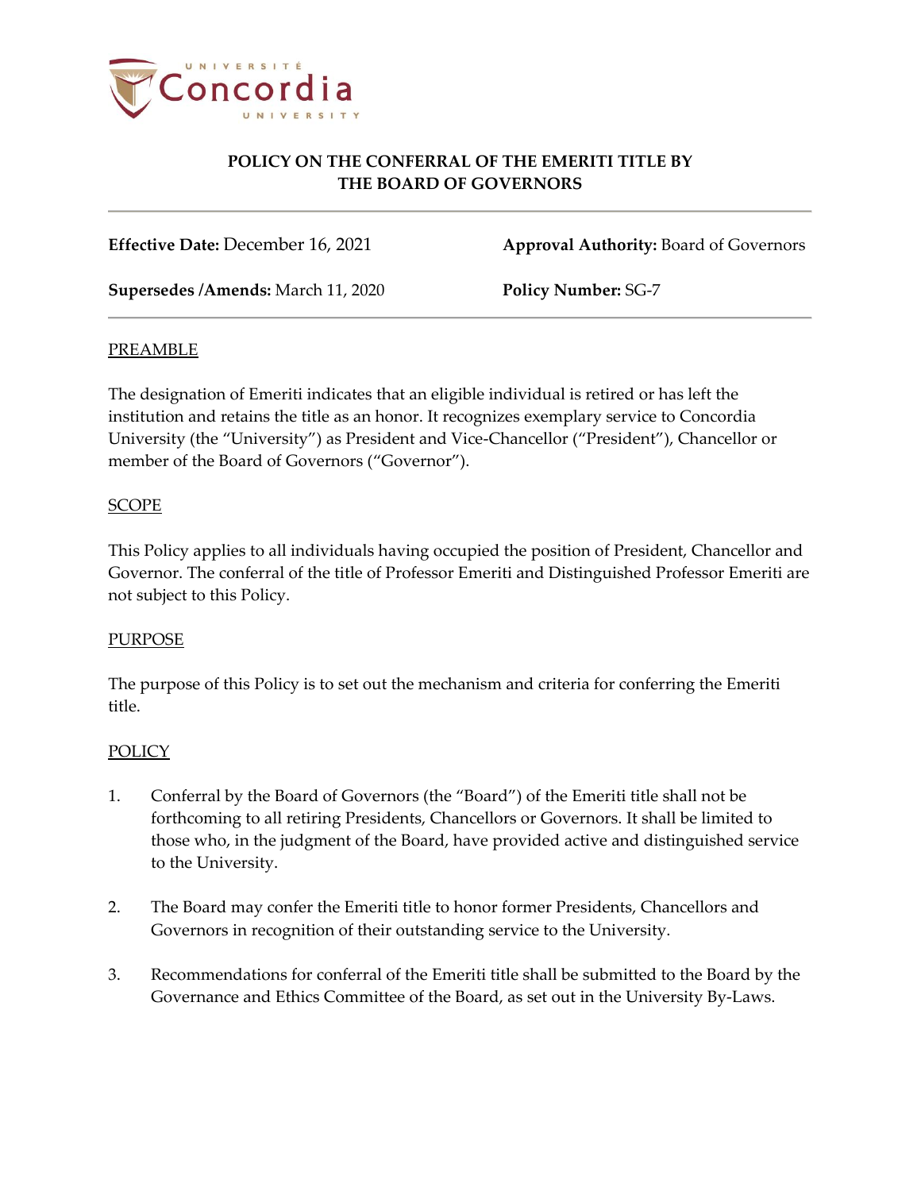# POLICY ON THE CONFERRAL OF THE EMERITI TITLE BY THE BOARD OF GOVERNORS

**Effective Date:** December 16, 2021

**Approval Authority:** Board of Governors

**Supersedes /Amends:** March 11, 2020

**Policy Number:** SG-7

## PREAMBLE

The designation of Emeriti indicates that an eligible individual is retired or has left the institution and retains the title as an honor. It recognizes exemplary service to Concordia University (the "University") as President and Vice-Chancellor ("President"), Chancellor or member of the Board of Governors ("Governor").

## SCOPE

This Policy applies to all individuals having occupied the position of President, Chancellor and Governor. The conferral of the title of Professor Emeriti and Distinguished Professor Emeriti are not subject to this Policy.

## PURPOSE

The purpose of this Policy is to set out the mechanism and criteria for conferring the Emeriti title.

## POLICY

1. Conferral by the Board of Governors (the "Board") of the Emeriti title shall not be forthcoming to all retiring Presidents, Chancellors or Governors. It shall be limited to those who, in the judgment of the Board, have provided active and distinguished service to the University.

2. The Board may confer the Emeriti title to honor former Presidents, Chancellors and Governors in recognition of their outstanding service to the University.

3. Recommendations for conferral of the Emeriti title shall be submitted to the Board by the Governance and Ethics Committee of the Board, as set out in the University By-Laws.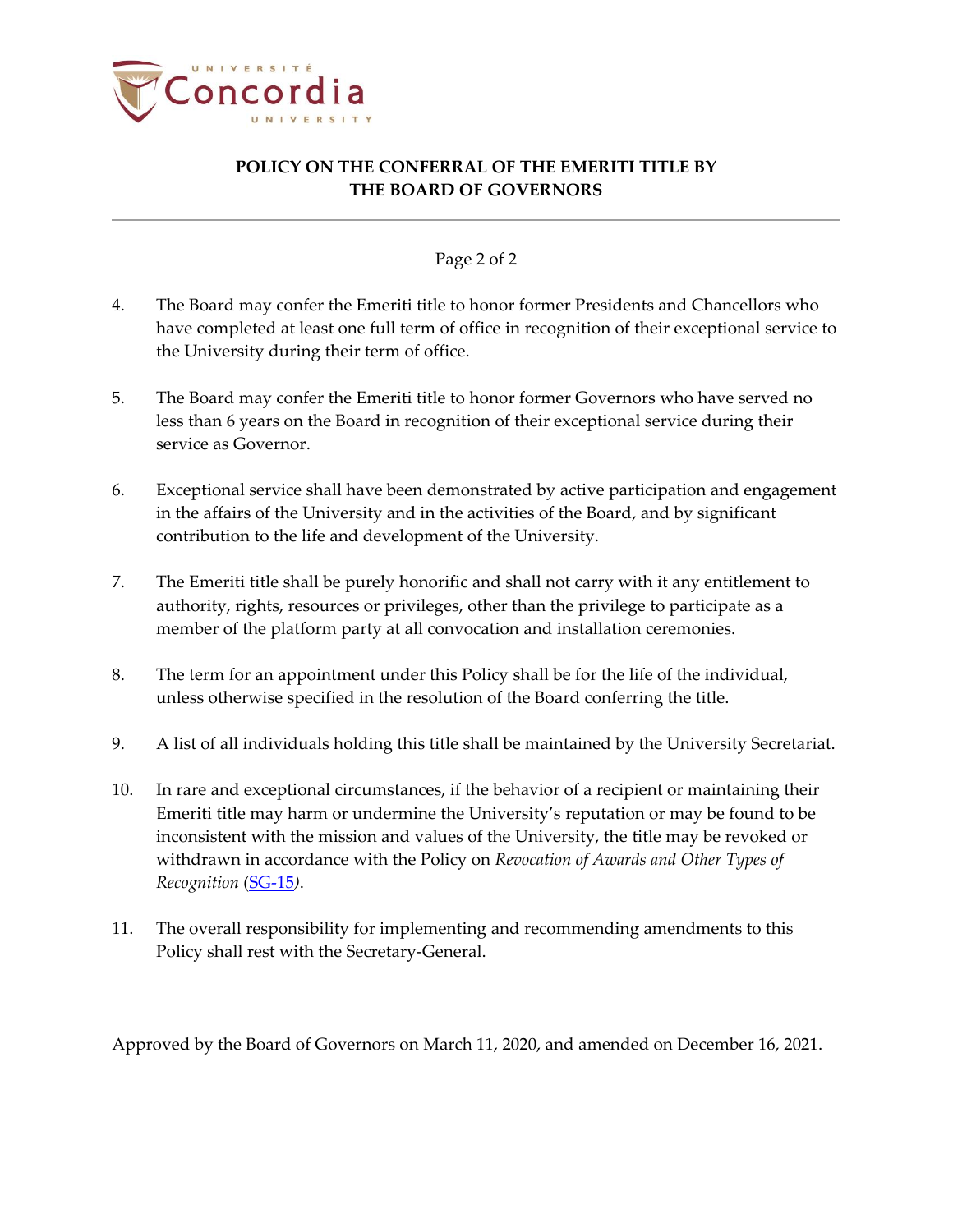# POLICY ON THE CONFERRAL OF THE EMERITI TITLE BY THE BOARD OF GOVERNORS

4. The Board may confer the Emeriti title to honor former Presidents and Chancellors who have completed at least one full term of office in recognition of their exceptional service to the University during their term of office.

5. The Board may confer the Emeriti title to honor former Governors who have served no less than 6 years on the Board in recognition of their exceptional service during their service as Governor.

6. Exceptional service shall have been demonstrated by active participation and engagement in the affairs of the University and in the activities of the Board, and by significant contribution to the life and development of the University.

7. The Emeriti title shall be purely honorific and shall not carry with it any entitlement to authority, rights, resources or privileges, other than the privilege to participate as a member of the platform party at all convocation and installation ceremonies.

8. The term for an appointment under this Policy shall be for the life of the individual, unless otherwise specified in the resolution of the Board conferring the title.

9. A list of all individuals holding this title shall be maintained by the University Secretariat.

10. In rare and exceptional circumstances, if the behavior of a recipient or maintaining their Emeriti title may harm or undermine the University's reputation or may be found to be inconsistent with the mission and values of the University, the title may be revoked or withdrawn in accordance with the Policy on *Revocation of Awards and Other Types of Recognition* (SG-15).

11. The overall responsibility for implementing and recommending amendments to this Policy shall rest with the Secretary-General.

Approved by the Board of Governors on March 11, 2020, and amended on December 16, 2021.